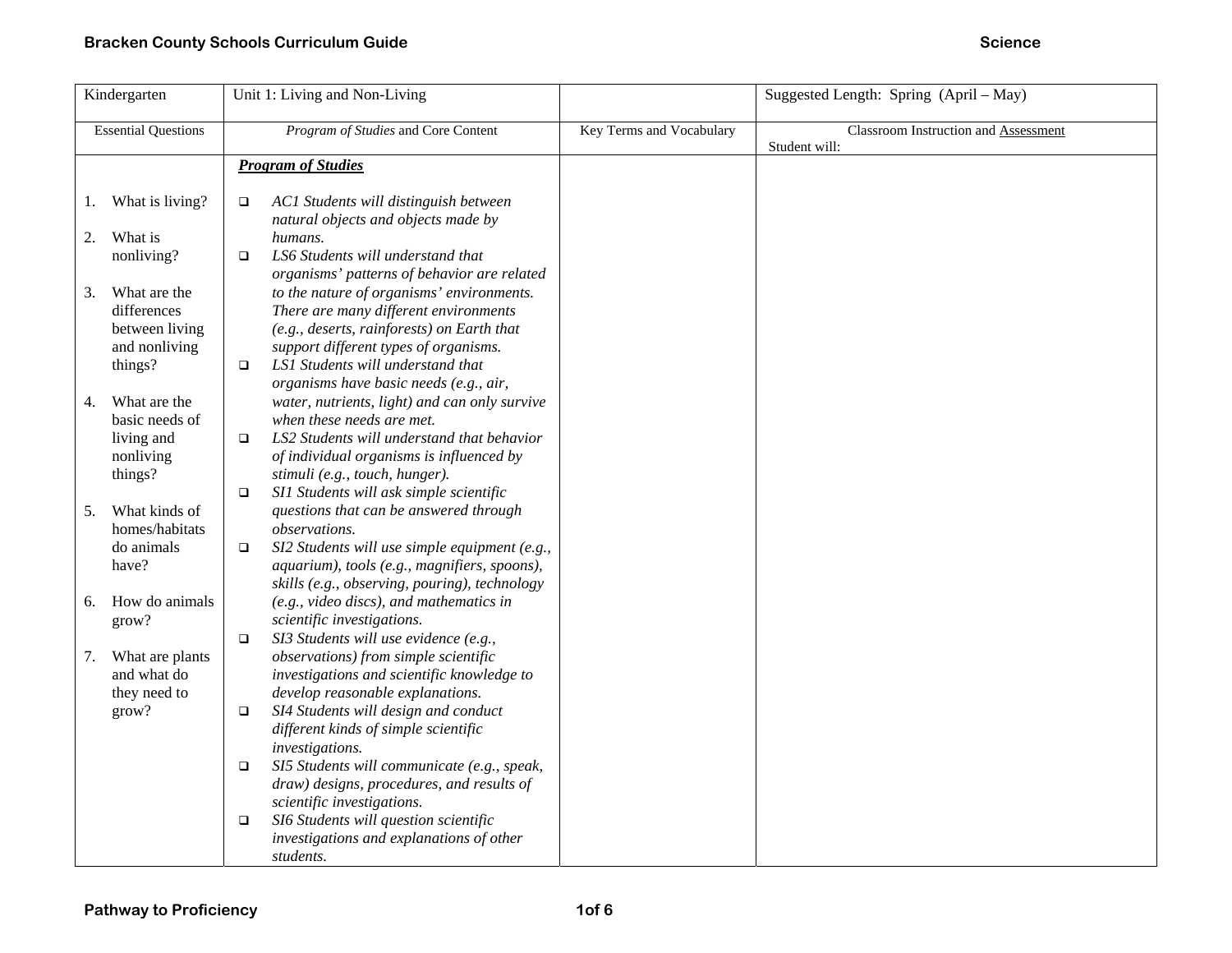| Kindergarten | Unit 1: Living and Non-Living | | Suggested Length: Spring (April – May) |
|---|---|---|---|
| Essential Questions | *Program of Studies* and Core Content | Key Terms and Vocabulary | Classroom Instruction and <u>Assessment</u><br>Student will: |
| 1. What is living?<br><br>2. What is nonliving?<br><br>3. What are the differences between living and nonliving things?<br><br>4. What are the basic needs of living and nonliving things?<br><br>5. What kinds of homes/habitats do animals have?<br><br>6. How do animals grow?<br><br>7. What are plants and what do they need to grow? | ***<u>Program of Studies</u>***<br><br>❑ *AC1 Students will distinguish between natural objects and objects made by humans.*<br>❑ *LS6 Students will understand that organisms' patterns of behavior are related to the nature of organisms' environments. There are many different environments (e.g., deserts, rainforests) on Earth that support different types of organisms.*<br>❑ *LS1 Students will understand that organisms have basic needs (e.g., air, water, nutrients, light) and can only survive when these needs are met.*<br>❑ *LS2 Students will understand that behavior of individual organisms is influenced by stimuli (e.g., touch, hunger).*<br>❑ *SI1 Students will ask simple scientific questions that can be answered through observations.*<br>❑ *SI2 Students will use simple equipment (e.g., aquarium), tools (e.g., magnifiers, spoons), skills (e.g., observing, pouring), technology (e.g., video discs), and mathematics in scientific investigations.*<br>❑ *SI3 Students will use evidence (e.g., observations) from simple scientific investigations and scientific knowledge to develop reasonable explanations.*<br>❑ *SI4 Students will design and conduct different kinds of simple scientific investigations.*<br>❑ *SI5 Students will communicate (e.g., speak, draw) designs, procedures, and results of scientific investigations.*<br>❑ *SI6 Students will question scientific investigations and explanations of other students.* | | |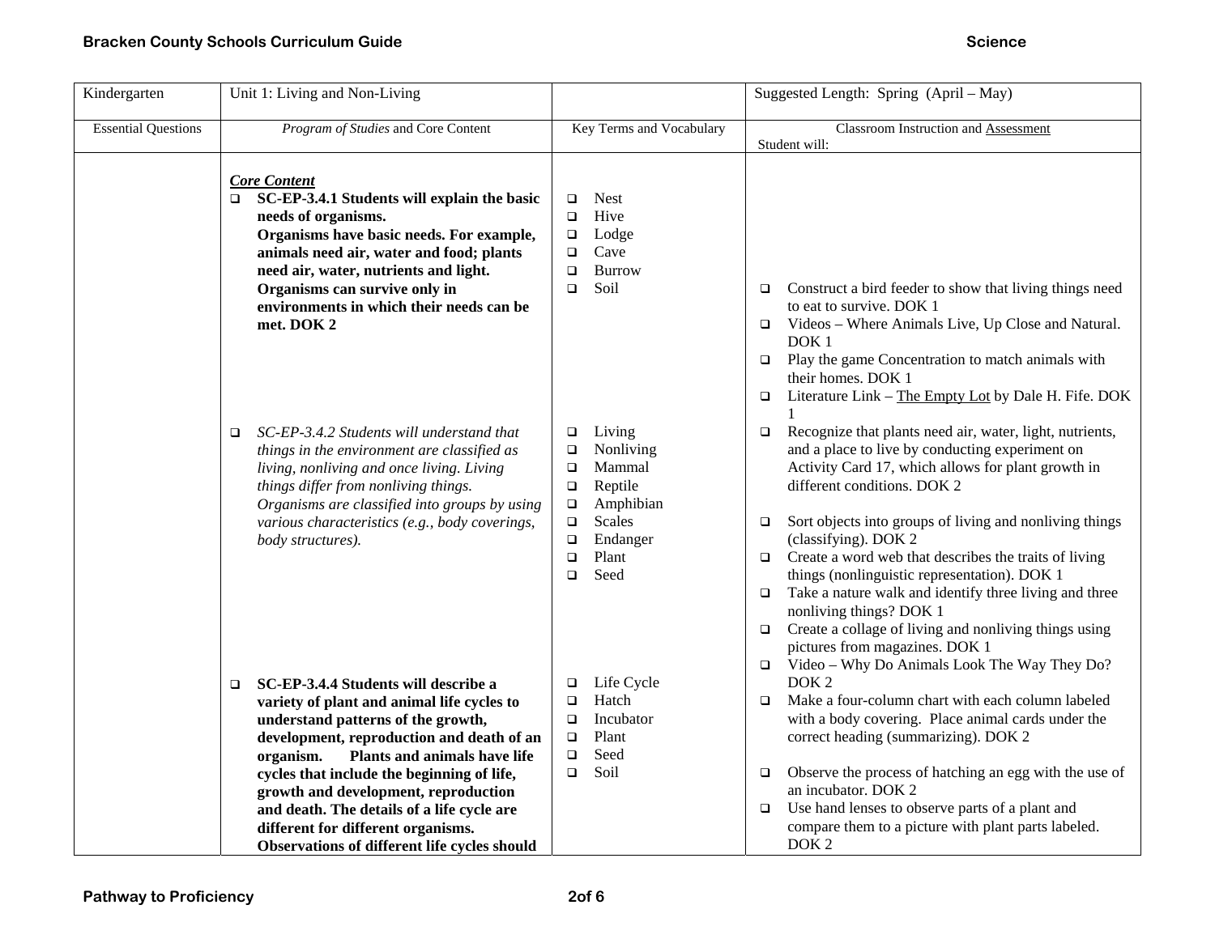| Kindergarten | Unit 1: Living and Non-Living | | Suggested Length: Spring (April – May) |
|---|---|---|---|
| Essential Questions | *Program of Studies* and Core Content | Key Terms and Vocabulary | Classroom Instruction and Assessment<br>Student will: |
| | ***Core Content***<br>❑ **SC-EP-3.4.1 Students will explain the basic needs of organisms. Organisms have basic needs. For example, animals need air, water and food; plants need air, water, nutrients and light. Organisms can survive only in environments in which their needs can be met. DOK 2** | ❑ Nest<br>❑ Hive<br>❑ Lodge<br>❑ Cave<br>❑ Burrow<br>❑ Soil | ❑ Construct a bird feeder to show that living things need to eat to survive. DOK 1<br>❑ Videos – Where Animals Live, Up Close and Natural. DOK 1<br>❑ Play the game Concentration to match animals with their homes. DOK 1<br>❑ Literature Link – The Empty Lot by Dale H. Fife. DOK 1 |
| | ❑ *SC-EP-3.4.2 Students will understand that things in the environment are classified as living, nonliving and once living. Living things differ from nonliving things. Organisms are classified into groups by using various characteristics (e.g., body coverings, body structures).* | ❑ Living<br>❑ Nonliving<br>❑ Mammal<br>❑ Reptile<br>❑ Amphibian<br>❑ Scales<br>❑ Endanger<br>❑ Plant<br>❑ Seed | ❑ Recognize that plants need air, water, light, nutrients, and a place to live by conducting experiment on Activity Card 17, which allows for plant growth in different conditions. DOK 2<br>❑ Sort objects into groups of living and nonliving things (classifying). DOK 2<br>❑ Create a word web that describes the traits of living things (nonlinguistic representation). DOK 1<br>❑ Take a nature walk and identify three living and three nonliving things? DOK 1<br>❑ Create a collage of living and nonliving things using pictures from magazines. DOK 1<br>❑ Video – Why Do Animals Look The Way They Do? DOK 2<br>❑ Make a four-column chart with each column labeled with a body covering. Place animal cards under the correct heading (summarizing). DOK 2 |
| | ❑ **SC-EP-3.4.4 Students will describe a variety of plant and animal life cycles to understand patterns of the growth, development, reproduction and death of an organism. Plants and animals have life cycles that include the beginning of life, growth and development, reproduction and death. The details of a life cycle are different for different organisms. Observations of different life cycles should** | ❑ Life Cycle<br>❑ Hatch<br>❑ Incubator<br>❑ Plant<br>❑ Seed<br>❑ Soil | ❑ Observe the process of hatching an egg with the use of an incubator. DOK 2<br>❑ Use hand lenses to observe parts of a plant and compare them to a picture with plant parts labeled. DOK 2 |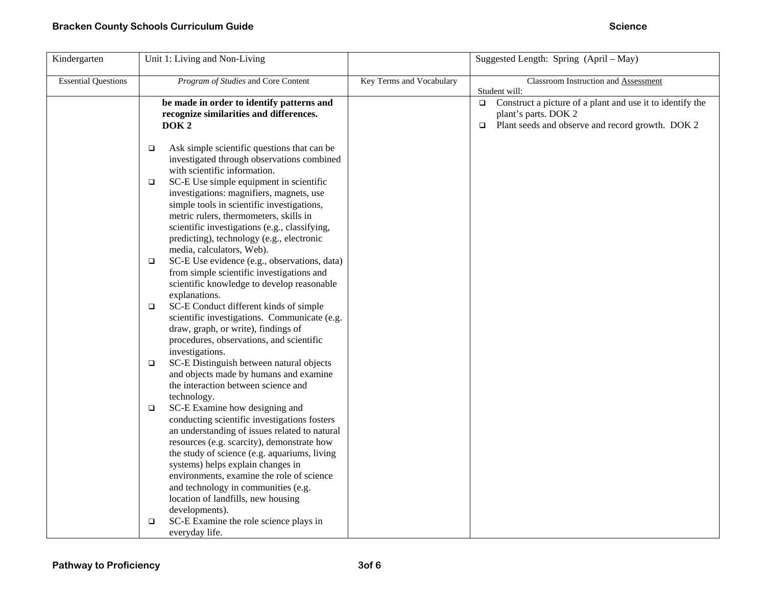| Kindergarten | Unit 1: Living and Non-Living | | Suggested Length: Spring (April – May) |
|---|---|---|---|
| Essential Questions | *Program of Studies* and Core Content | Key Terms and Vocabulary | Classroom Instruction and Assessment<br>Student will: |
| | **be made in order to identify patterns and recognize similarities and differences. DOK 2**<br><br>❑ Ask simple scientific questions that can be investigated through observations combined with scientific information.<br>❑ SC-E Use simple equipment in scientific investigations: magnifiers, magnets, use simple tools in scientific investigations, metric rulers, thermometers, skills in scientific investigations (e.g., classifying, predicting), technology (e.g., electronic media, calculators, Web).<br>❑ SC-E Use evidence (e.g., observations, data) from simple scientific investigations and scientific knowledge to develop reasonable explanations.<br>❑ SC-E Conduct different kinds of simple scientific investigations. Communicate (e.g. draw, graph, or write), findings of procedures, observations, and scientific investigations.<br>❑ SC-E Distinguish between natural objects and objects made by humans and examine the interaction between science and technology.<br>❑ SC-E Examine how designing and conducting scientific investigations fosters an understanding of issues related to natural resources (e.g. scarcity), demonstrate how the study of science (e.g. aquariums, living systems) helps explain changes in environments, examine the role of science and technology in communities (e.g. location of landfills, new housing developments).<br>❑ SC-E Examine the role science plays in everyday life. | | ❑ Construct a picture of a plant and use it to identify the plant's parts. DOK 2<br>❑ Plant seeds and observe and record growth. DOK 2 |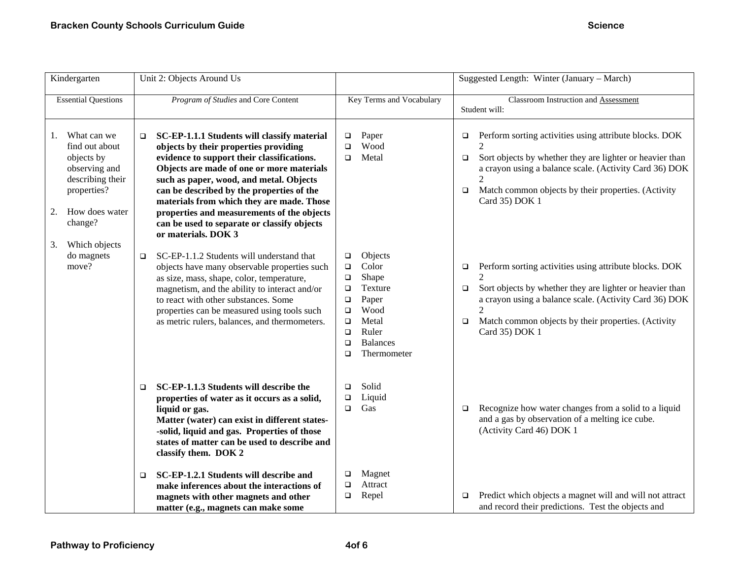| Kindergarten | Unit 2: Objects Around Us | | Suggested Length: Winter (January – March) |
|---|---|---|---|
| Essential Questions | *Program of Studies* and Core Content | Key Terms and Vocabulary | Classroom Instruction and Assessment<br>Student will: |
| 1. What can we find out about objects by observing and describing their properties?<br><br>2. How does water change?<br><br>3. Which objects do magnets move? | ❑ **SC-EP-1.1.1 Students will classify material objects by their properties providing evidence to support their classifications. Objects are made of one or more materials such as paper, wood, and metal. Objects can be described by the properties of the materials from which they are made. Those properties and measurements of the objects can be used to separate or classify objects or materials. DOK 3** | ❑ Paper<br>❑ Wood<br>❑ Metal | ❑ Perform sorting activities using attribute blocks. DOK 2<br>❑ Sort objects by whether they are lighter or heavier than a crayon using a balance scale. (Activity Card 36) DOK 2<br>❑ Match common objects by their properties. (Activity Card 35) DOK 1 |
| | ❑ SC-EP-1.1.2 Students will understand that objects have many observable properties such as size, mass, shape, color, temperature, magnetism, and the ability to interact and/or to react with other substances. Some properties can be measured using tools such as metric rulers, balances, and thermometers. | ❑ Objects<br>❑ Color<br>❑ Shape<br>❑ Texture<br>❑ Paper<br>❑ Wood<br>❑ Metal<br>❑ Ruler<br>❑ Balances<br>❑ Thermometer | ❑ Perform sorting activities using attribute blocks. DOK 2<br>❑ Sort objects by whether they are lighter or heavier than a crayon using a balance scale. (Activity Card 36) DOK 2<br>❑ Match common objects by their properties. (Activity Card 35) DOK 1 |
| | ❑ **SC-EP-1.1.3 Students will describe the properties of water as it occurs as a solid, liquid or gas.<br>Matter (water) can exist in different states--solid, liquid and gas. Properties of those states of matter can be used to describe and classify them. DOK 2** | ❑ Solid<br>❑ Liquid<br>❑ Gas | ❑ Recognize how water changes from a solid to a liquid and a gas by observation of a melting ice cube. (Activity Card 46) DOK 1 |
| | ❑ **SC-EP-1.2.1 Students will describe and make inferences about the interactions of magnets with other magnets and other matter (e.g., magnets can make some** | ❑ Magnet<br>❑ Attract<br>❑ Repel | ❑ Predict which objects a magnet will and will not attract and record their predictions. Test the objects and |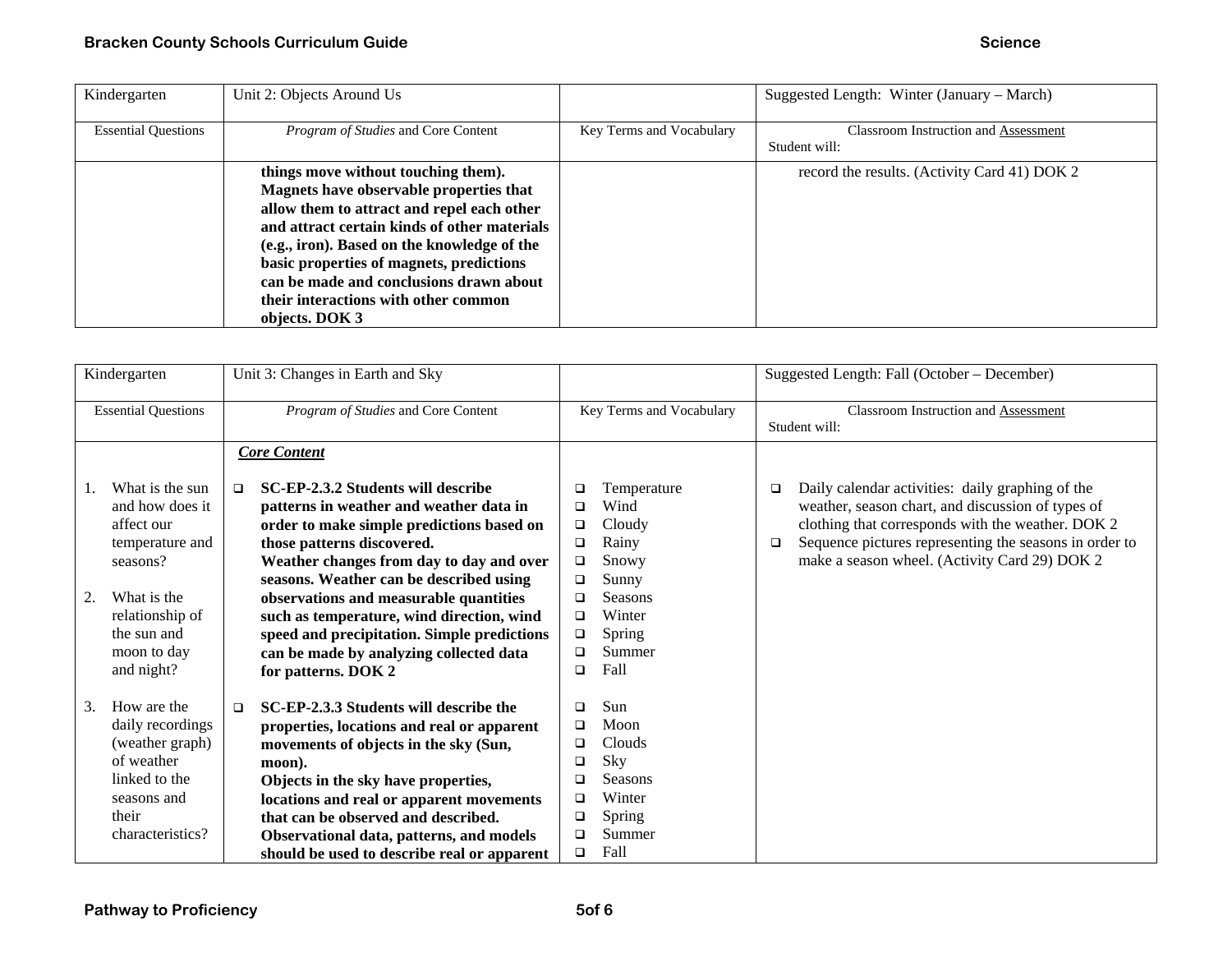| Kindergarten | Unit 2: Objects Around Us | | Suggested Length: Winter (January – March) |
|---|---|---|---|
| Essential Questions | *Program of Studies* and Core Content | Key Terms and Vocabulary | Classroom Instruction and Assessment<br>Student will: |
| | **things move without touching them). Magnets have observable properties that allow them to attract and repel each other and attract certain kinds of other materials (e.g., iron). Based on the knowledge of the basic properties of magnets, predictions can be made and conclusions drawn about their interactions with other common objects. DOK 3** | | record the results. (Activity Card 41) DOK 2 |

| Kindergarten | Unit 3: Changes in Earth and Sky | | Suggested Length: Fall (October – December) |
|---|---|---|---|
| Essential Questions | *Program of Studies* and Core Content | Key Terms and Vocabulary | Classroom Instruction and Assessment<br>Student will: |
| 1. What is the sun and how does it affect our temperature and seasons?<br><br>2. What is the relationship of the sun and moon to day and night?<br><br>3. How are the daily recordings (weather graph) of weather linked to the seasons and their characteristics? | ***Core Content***<br><br>❑ **SC-EP-2.3.2 Students will describe patterns in weather and weather data in order to make simple predictions based on those patterns discovered.<br>Weather changes from day to day and over seasons. Weather can be described using observations and measurable quantities such as temperature, wind direction, wind speed and precipitation. Simple predictions can be made by analyzing collected data for patterns. DOK 2**<br><br>❑ **SC-EP-2.3.3 Students will describe the properties, locations and real or apparent movements of objects in the sky (Sun, moon).<br>Objects in the sky have properties, locations and real or apparent movements that can be observed and described. Observational data, patterns, and models should be used to describe real or apparent** | ❑ Temperature<br>❑ Wind<br>❑ Cloudy<br>❑ Rainy<br>❑ Snowy<br>❑ Sunny<br>❑ Seasons<br>❑ Winter<br>❑ Spring<br>❑ Summer<br>❑ Fall<br><br>❑ Sun<br>❑ Moon<br>❑ Clouds<br>❑ Sky<br>❑ Seasons<br>❑ Winter<br>❑ Spring<br>❑ Summer<br>❑ Fall | ❑ Daily calendar activities: daily graphing of the weather, season chart, and discussion of types of clothing that corresponds with the weather. DOK 2<br>❑ Sequence pictures representing the seasons in order to make a season wheel. (Activity Card 29) DOK 2 |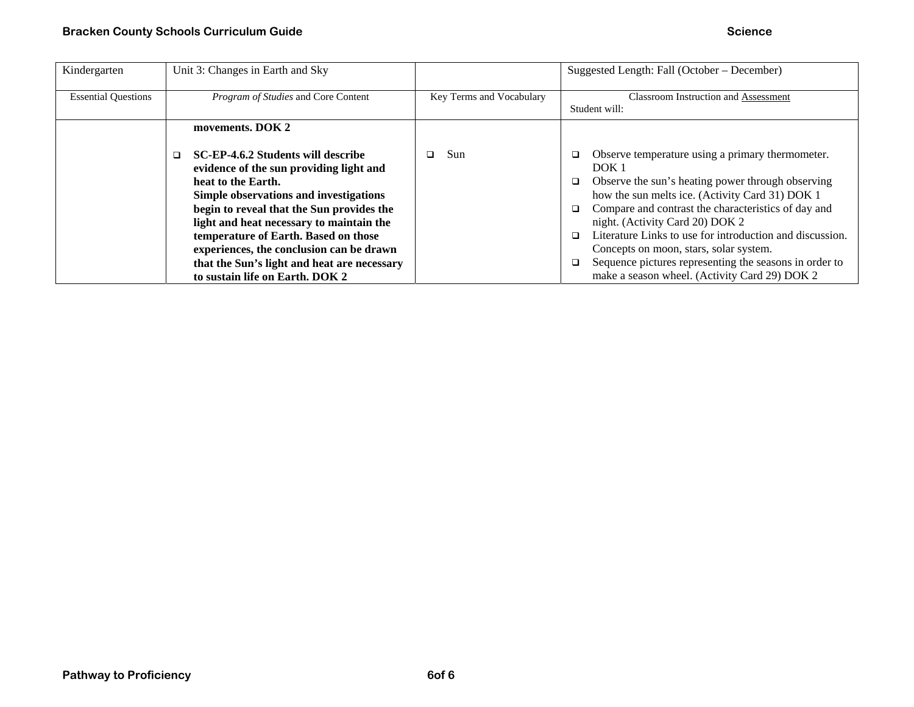| Kindergarten | Unit 3: Changes in Earth and Sky | | Suggested Length: Fall (October – December) |
|---|---|---|---|
| Essential Questions | *Program of Studies* and Core Content | Key Terms and Vocabulary | Classroom Instruction and Assessment<br>Student will: |
| | **movements. DOK 2**<br><br>❑ **SC-EP-4.6.2 Students will describe evidence of the sun providing light and heat to the Earth.**<br>**Simple observations and investigations begin to reveal that the Sun provides the light and heat necessary to maintain the temperature of Earth. Based on those experiences, the conclusion can be drawn that the Sun's light and heat are necessary to sustain life on Earth. DOK 2** | ❑ Sun | ❑ Observe temperature using a primary thermometer. DOK 1<br>❑ Observe the sun's heating power through observing how the sun melts ice. (Activity Card 31) DOK 1<br>❑ Compare and contrast the characteristics of day and night. (Activity Card 20) DOK 2<br>❑ Literature Links to use for introduction and discussion. Concepts on moon, stars, solar system.<br>❑ Sequence pictures representing the seasons in order to make a season wheel. (Activity Card 29) DOK 2 |